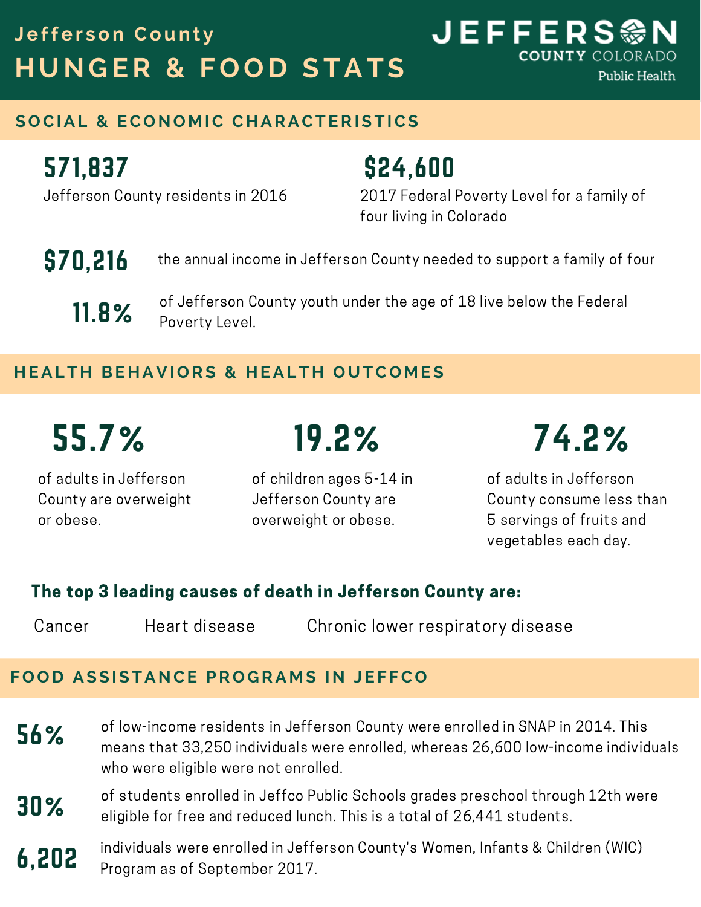# Jefferson County HUNGER & FOOD STATS

JEFFERSON COUNTY COLORADO Public Health

## SOCIAL & ECONOMIC CHARACTERISTICS

**571,837**
Jefferson County residents in 2016

**$24,600**
2017 Federal Poverty Level for a family of four living in Colorado

**$70,216** the annual income in Jefferson County needed to support a family of four

**11.8%** of Jefferson County youth under the age of 18 live below the Federal Poverty Level.

## HEALTH BEHAVIORS & HEALTH OUTCOMES

**55.7%**
of adults in Jefferson County are overweight or obese.

**19.2%**
of children ages 5-14 in Jefferson County are overweight or obese.

**74.2%**
of adults in Jefferson County consume less than 5 servings of fruits and vegetables each day.

**The top 3 leading causes of death in Jefferson County are:**

Cancer

Heart disease

Chronic lower respiratory disease

## FOOD ASSISTANCE PROGRAMS IN JEFFCO

**56%** of low-income residents in Jefferson County were enrolled in SNAP in 2014. This means that 33,250 individuals were enrolled, whereas 26,600 low-income individuals who were eligible were not enrolled.

**30%** of students enrolled in Jeffco Public Schools grades preschool through 12th were eligible for free and reduced lunch. This is a total of 26,441 students.

**6,202** individuals were enrolled in Jefferson County's Women, Infants & Children (WIC) Program as of September 2017.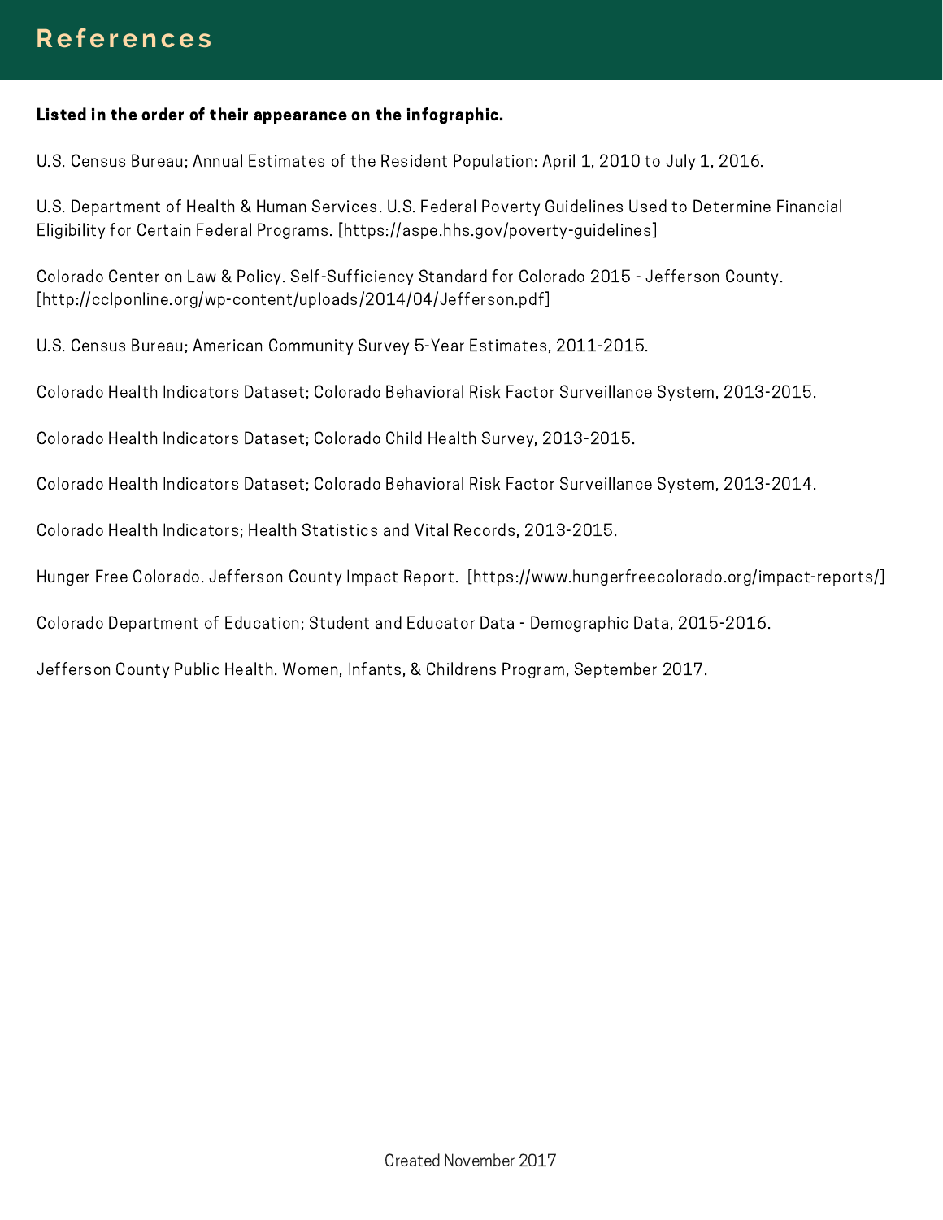# References

**Listed in the order of their appearance on the infographic.**

U.S. Census Bureau; Annual Estimates of the Resident Population: April 1, 2010 to July 1, 2016.

U.S. Department of Health & Human Services. U.S. Federal Poverty Guidelines Used to Determine Financial Eligibility for Certain Federal Programs. [https://aspe.hhs.gov/poverty-guidelines]

Colorado Center on Law & Policy. Self-Sufficiency Standard for Colorado 2015 - Jefferson County. [http://cclponline.org/wp-content/uploads/2014/04/Jefferson.pdf]

U.S. Census Bureau; American Community Survey 5-Year Estimates, 2011-2015.

Colorado Health Indicators Dataset; Colorado Behavioral Risk Factor Surveillance System, 2013-2015.

Colorado Health Indicators Dataset; Colorado Child Health Survey, 2013-2015.

Colorado Health Indicators Dataset; Colorado Behavioral Risk Factor Surveillance System, 2013-2014.

Colorado Health Indicators; Health Statistics and Vital Records, 2013-2015.

Hunger Free Colorado. Jefferson County Impact Report. [https://www.hungerfreecolorado.org/impact-reports/]

Colorado Department of Education; Student and Educator Data - Demographic Data, 2015-2016.

Jefferson County Public Health. Women, Infants, & Childrens Program, September 2017.

Created November 2017